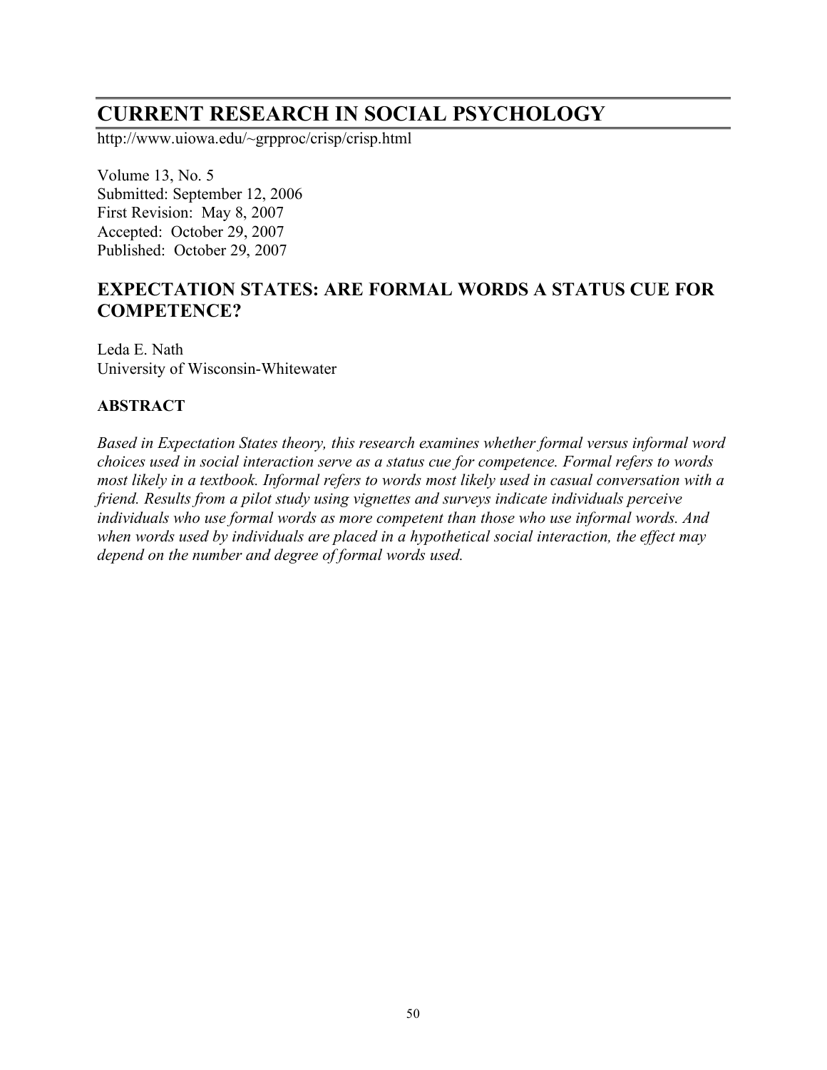# CURRENT RESEARCH IN SOCIAL PSYCHOLOGY

http://www.uiowa.edu/~grpproc/crisp/crisp.html

Volume 13, No. 5
Submitted: September 12, 2006
First Revision: May 8, 2007
Accepted: October 29, 2007
Published: October 29, 2007

## EXPECTATION STATES: ARE FORMAL WORDS A STATUS CUE FOR COMPETENCE?

Leda E. Nath
University of Wisconsin-Whitewater

### ABSTRACT

*Based in Expectation States theory, this research examines whether formal versus informal word choices used in social interaction serve as a status cue for competence. Formal refers to words most likely in a textbook. Informal refers to words most likely used in casual conversation with a friend. Results from a pilot study using vignettes and surveys indicate individuals perceive individuals who use formal words as more competent than those who use informal words. And when words used by individuals are placed in a hypothetical social interaction, the effect may depend on the number and degree of formal words used.*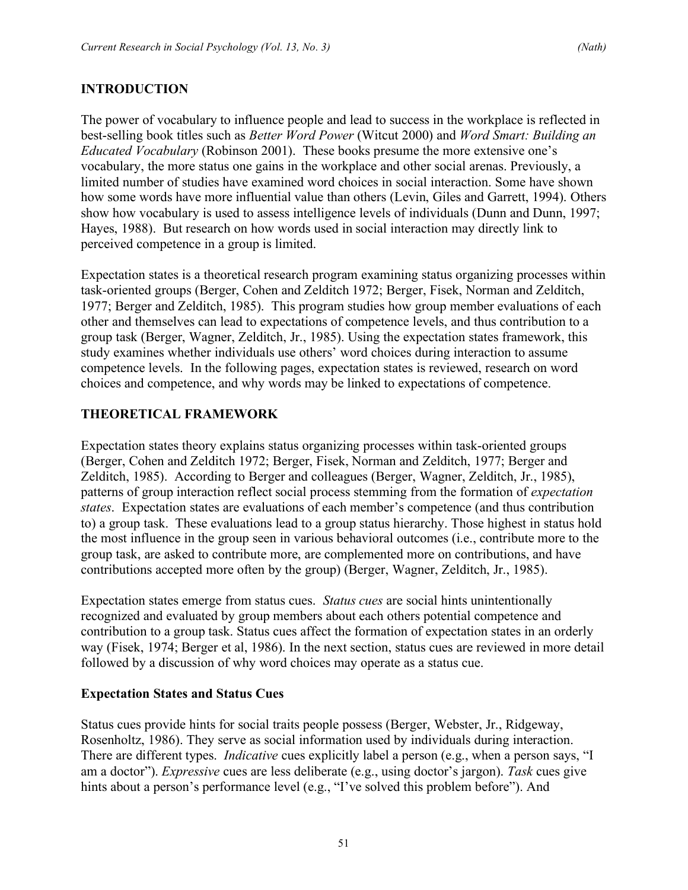## INTRODUCTION

The power of vocabulary to influence people and lead to success in the workplace is reflected in best-selling book titles such as *Better Word Power* (Witcut 2000) and *Word Smart: Building an Educated Vocabulary* (Robinson 2001). These books presume the more extensive one's vocabulary, the more status one gains in the workplace and other social arenas. Previously, a limited number of studies have examined word choices in social interaction. Some have shown how some words have more influential value than others (Levin, Giles and Garrett, 1994). Others show how vocabulary is used to assess intelligence levels of individuals (Dunn and Dunn, 1997; Hayes, 1988). But research on how words used in social interaction may directly link to perceived competence in a group is limited.

Expectation states is a theoretical research program examining status organizing processes within task-oriented groups (Berger, Cohen and Zelditch 1972; Berger, Fisek, Norman and Zelditch, 1977; Berger and Zelditch, 1985). This program studies how group member evaluations of each other and themselves can lead to expectations of competence levels, and thus contribution to a group task (Berger, Wagner, Zelditch, Jr., 1985). Using the expectation states framework, this study examines whether individuals use others' word choices during interaction to assume competence levels. In the following pages, expectation states is reviewed, research on word choices and competence, and why words may be linked to expectations of competence.

## THEORETICAL FRAMEWORK

Expectation states theory explains status organizing processes within task-oriented groups (Berger, Cohen and Zelditch 1972; Berger, Fisek, Norman and Zelditch, 1977; Berger and Zelditch, 1985). According to Berger and colleagues (Berger, Wagner, Zelditch, Jr., 1985), patterns of group interaction reflect social process stemming from the formation of *expectation states*. Expectation states are evaluations of each member's competence (and thus contribution to) a group task. These evaluations lead to a group status hierarchy. Those highest in status hold the most influence in the group seen in various behavioral outcomes (i.e., contribute more to the group task, are asked to contribute more, are complemented more on contributions, and have contributions accepted more often by the group) (Berger, Wagner, Zelditch, Jr., 1985).

Expectation states emerge from status cues. *Status cues* are social hints unintentionally recognized and evaluated by group members about each others potential competence and contribution to a group task. Status cues affect the formation of expectation states in an orderly way (Fisek, 1974; Berger et al, 1986). In the next section, status cues are reviewed in more detail followed by a discussion of why word choices may operate as a status cue.

### Expectation States and Status Cues

Status cues provide hints for social traits people possess (Berger, Webster, Jr., Ridgeway, Rosenholtz, 1986). They serve as social information used by individuals during interaction. There are different types. *Indicative* cues explicitly label a person (e.g., when a person says, "I am a doctor"). *Expressive* cues are less deliberate (e.g., using doctor's jargon). *Task* cues give hints about a person's performance level (e.g., "I've solved this problem before"). And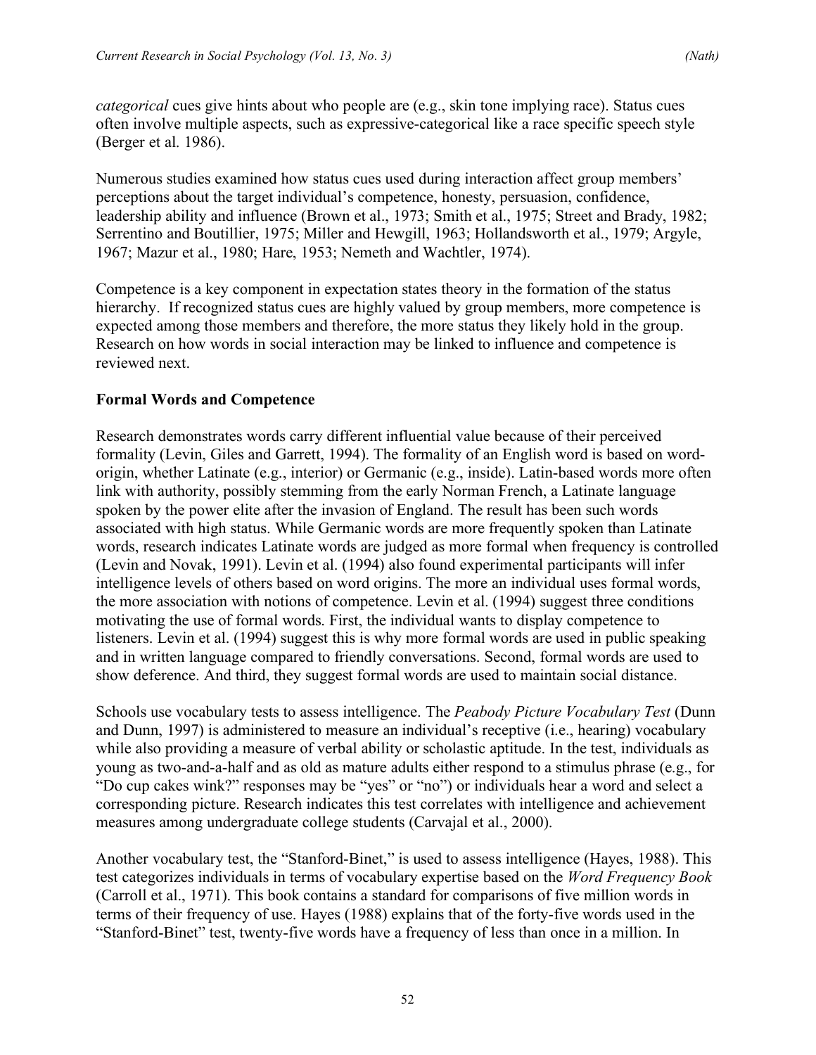*categorical* cues give hints about who people are (e.g., skin tone implying race). Status cues often involve multiple aspects, such as expressive-categorical like a race specific speech style (Berger et al. 1986).

Numerous studies examined how status cues used during interaction affect group members' perceptions about the target individual's competence, honesty, persuasion, confidence, leadership ability and influence (Brown et al., 1973; Smith et al., 1975; Street and Brady, 1982; Serrentino and Boutillier, 1975; Miller and Hewgill, 1963; Hollandsworth et al., 1979; Argyle, 1967; Mazur et al., 1980; Hare, 1953; Nemeth and Wachtler, 1974).

Competence is a key component in expectation states theory in the formation of the status hierarchy. If recognized status cues are highly valued by group members, more competence is expected among those members and therefore, the more status they likely hold in the group. Research on how words in social interaction may be linked to influence and competence is reviewed next.

## Formal Words and Competence

Research demonstrates words carry different influential value because of their perceived formality (Levin, Giles and Garrett, 1994). The formality of an English word is based on word-origin, whether Latinate (e.g., interior) or Germanic (e.g., inside). Latin-based words more often link with authority, possibly stemming from the early Norman French, a Latinate language spoken by the power elite after the invasion of England. The result has been such words associated with high status. While Germanic words are more frequently spoken than Latinate words, research indicates Latinate words are judged as more formal when frequency is controlled (Levin and Novak, 1991). Levin et al. (1994) also found experimental participants will infer intelligence levels of others based on word origins. The more an individual uses formal words, the more association with notions of competence. Levin et al. (1994) suggest three conditions motivating the use of formal words. First, the individual wants to display competence to listeners. Levin et al. (1994) suggest this is why more formal words are used in public speaking and in written language compared to friendly conversations. Second, formal words are used to show deference. And third, they suggest formal words are used to maintain social distance.

Schools use vocabulary tests to assess intelligence. The *Peabody Picture Vocabulary Test* (Dunn and Dunn, 1997) is administered to measure an individual's receptive (i.e., hearing) vocabulary while also providing a measure of verbal ability or scholastic aptitude. In the test, individuals as young as two-and-a-half and as old as mature adults either respond to a stimulus phrase (e.g., for "Do cup cakes wink?" responses may be "yes" or "no") or individuals hear a word and select a corresponding picture. Research indicates this test correlates with intelligence and achievement measures among undergraduate college students (Carvajal et al., 2000).

Another vocabulary test, the "Stanford-Binet," is used to assess intelligence (Hayes, 1988). This test categorizes individuals in terms of vocabulary expertise based on the *Word Frequency Book* (Carroll et al., 1971). This book contains a standard for comparisons of five million words in terms of their frequency of use. Hayes (1988) explains that of the forty-five words used in the "Stanford-Binet" test, twenty-five words have a frequency of less than once in a million. In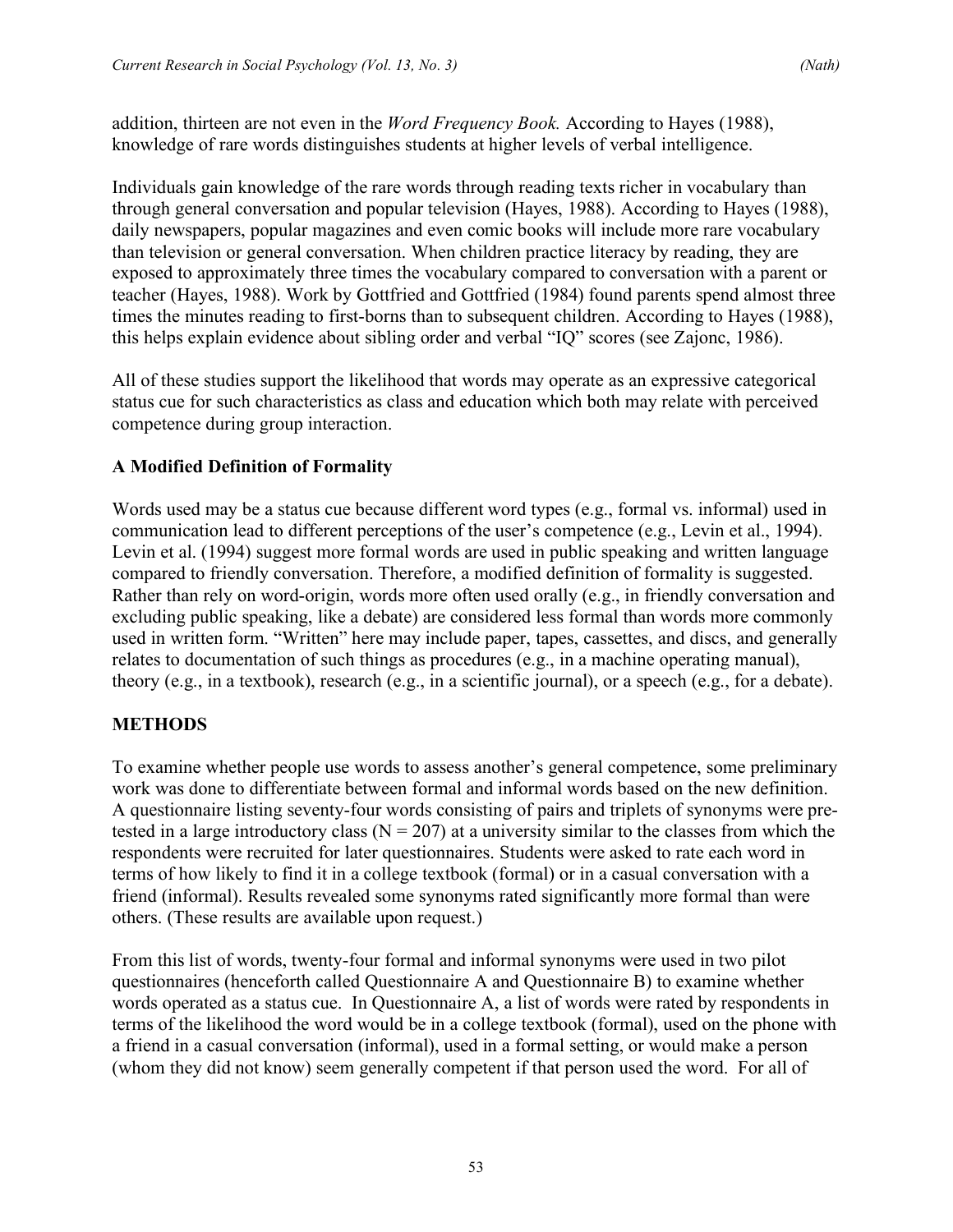addition, thirteen are not even in the *Word Frequency Book.* According to Hayes (1988), knowledge of rare words distinguishes students at higher levels of verbal intelligence.

Individuals gain knowledge of the rare words through reading texts richer in vocabulary than through general conversation and popular television (Hayes, 1988). According to Hayes (1988), daily newspapers, popular magazines and even comic books will include more rare vocabulary than television or general conversation. When children practice literacy by reading, they are exposed to approximately three times the vocabulary compared to conversation with a parent or teacher (Hayes, 1988). Work by Gottfried and Gottfried (1984) found parents spend almost three times the minutes reading to first-borns than to subsequent children. According to Hayes (1988), this helps explain evidence about sibling order and verbal "IQ" scores (see Zajonc, 1986).

All of these studies support the likelihood that words may operate as an expressive categorical status cue for such characteristics as class and education which both may relate with perceived competence during group interaction.

### A Modified Definition of Formality

Words used may be a status cue because different word types (e.g., formal vs. informal) used in communication lead to different perceptions of the user's competence (e.g., Levin et al., 1994). Levin et al. (1994) suggest more formal words are used in public speaking and written language compared to friendly conversation. Therefore, a modified definition of formality is suggested. Rather than rely on word-origin, words more often used orally (e.g., in friendly conversation and excluding public speaking, like a debate) are considered less formal than words more commonly used in written form. "Written" here may include paper, tapes, cassettes, and discs, and generally relates to documentation of such things as procedures (e.g., in a machine operating manual), theory (e.g., in a textbook), research (e.g., in a scientific journal), or a speech (e.g., for a debate).

## METHODS

To examine whether people use words to assess another's general competence, some preliminary work was done to differentiate between formal and informal words based on the new definition. A questionnaire listing seventy-four words consisting of pairs and triplets of synonyms were pre-tested in a large introductory class ($N = 207$) at a university similar to the classes from which the respondents were recruited for later questionnaires. Students were asked to rate each word in terms of how likely to find it in a college textbook (formal) or in a casual conversation with a friend (informal). Results revealed some synonyms rated significantly more formal than were others. (These results are available upon request.)

From this list of words, twenty-four formal and informal synonyms were used in two pilot questionnaires (henceforth called Questionnaire A and Questionnaire B) to examine whether words operated as a status cue. In Questionnaire A, a list of words were rated by respondents in terms of the likelihood the word would be in a college textbook (formal), used on the phone with a friend in a casual conversation (informal), used in a formal setting, or would make a person (whom they did not know) seem generally competent if that person used the word. For all of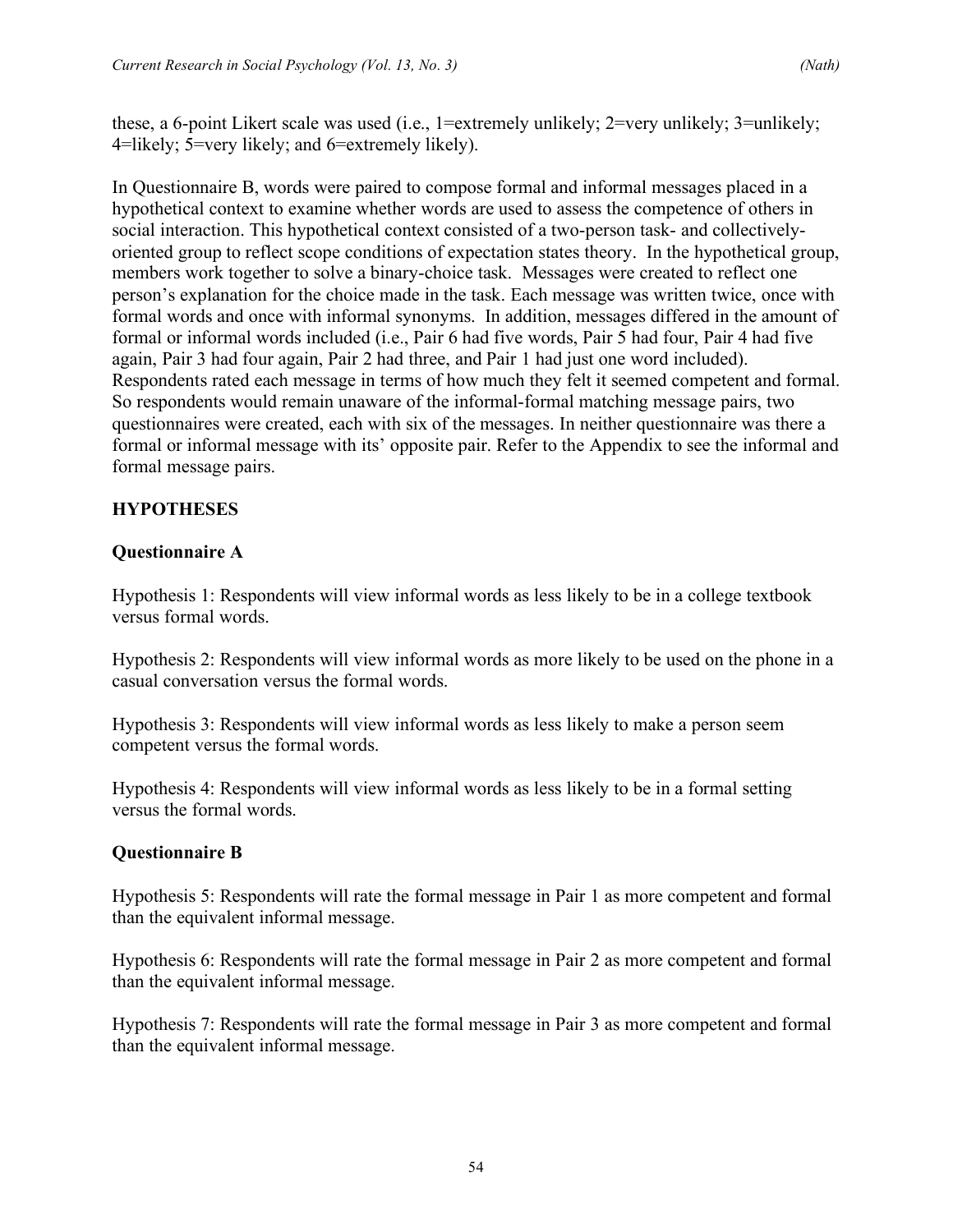these, a 6-point Likert scale was used (i.e., 1=extremely unlikely; 2=very unlikely; 3=unlikely; 4=likely; 5=very likely; and 6=extremely likely).

In Questionnaire B, words were paired to compose formal and informal messages placed in a hypothetical context to examine whether words are used to assess the competence of others in social interaction. This hypothetical context consisted of a two-person task- and collectively-oriented group to reflect scope conditions of expectation states theory. In the hypothetical group, members work together to solve a binary-choice task. Messages were created to reflect one person's explanation for the choice made in the task. Each message was written twice, once with formal words and once with informal synonyms. In addition, messages differed in the amount of formal or informal words included (i.e., Pair 6 had five words, Pair 5 had four, Pair 4 had five again, Pair 3 had four again, Pair 2 had three, and Pair 1 had just one word included). Respondents rated each message in terms of how much they felt it seemed competent and formal. So respondents would remain unaware of the informal-formal matching message pairs, two questionnaires were created, each with six of the messages. In neither questionnaire was there a formal or informal message with its' opposite pair. Refer to the Appendix to see the informal and formal message pairs.

## HYPOTHESES

### Questionnaire A

Hypothesis 1: Respondents will view informal words as less likely to be in a college textbook versus formal words.

Hypothesis 2: Respondents will view informal words as more likely to be used on the phone in a casual conversation versus the formal words.

Hypothesis 3: Respondents will view informal words as less likely to make a person seem competent versus the formal words.

Hypothesis 4: Respondents will view informal words as less likely to be in a formal setting versus the formal words.

### Questionnaire B

Hypothesis 5: Respondents will rate the formal message in Pair 1 as more competent and formal than the equivalent informal message.

Hypothesis 6: Respondents will rate the formal message in Pair 2 as more competent and formal than the equivalent informal message.

Hypothesis 7: Respondents will rate the formal message in Pair 3 as more competent and formal than the equivalent informal message.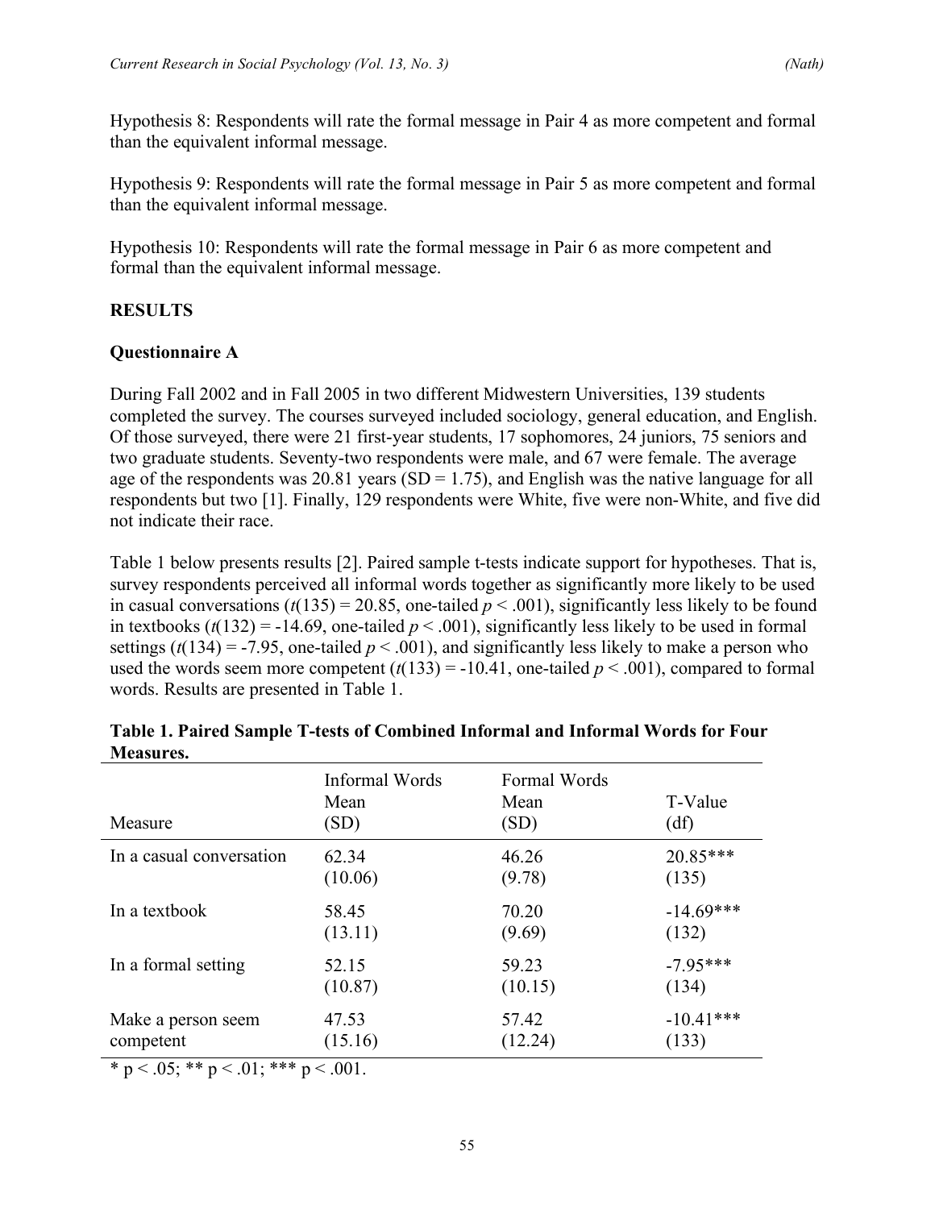Hypothesis 8: Respondents will rate the formal message in Pair 4 as more competent and formal than the equivalent informal message.

Hypothesis 9: Respondents will rate the formal message in Pair 5 as more competent and formal than the equivalent informal message.

Hypothesis 10: Respondents will rate the formal message in Pair 6 as more competent and formal than the equivalent informal message.

## RESULTS

### Questionnaire A

During Fall 2002 and in Fall 2005 in two different Midwestern Universities, 139 students completed the survey. The courses surveyed included sociology, general education, and English. Of those surveyed, there were 21 first-year students, 17 sophomores, 24 juniors, 75 seniors and two graduate students. Seventy-two respondents were male, and 67 were female. The average age of the respondents was 20.81 years (SD = 1.75), and English was the native language for all respondents but two [1]. Finally, 129 respondents were White, five were non-White, and five did not indicate their race.

Table 1 below presents results [2]. Paired sample t-tests indicate support for hypotheses. That is, survey respondents perceived all informal words together as significantly more likely to be used in casual conversations ($t(135) = 20.85$, one-tailed $p < .001$), significantly less likely to be found in textbooks ($t(132) = -14.69$, one-tailed $p < .001$), significantly less likely to be used in formal settings ($t(134) = -7.95$, one-tailed $p < .001$), and significantly less likely to make a person who used the words seem more competent ($t(133) = -10.41$, one-tailed $p < .001$), compared to formal words. Results are presented in Table 1.

**Table 1. Paired Sample T-tests of Combined Informal and Informal Words for Four Measures.**

| Measure | Informal Words Mean (SD) | Formal Words Mean (SD) | T-Value (df) |
|---|---|---|---|
| In a casual conversation | 62.34 (10.06) | 46.26 (9.78) | 20.85*** (135) |
| In a textbook | 58.45 (13.11) | 70.20 (9.69) | -14.69*** (132) |
| In a formal setting | 52.15 (10.87) | 59.23 (10.15) | -7.95*** (134) |
| Make a person seem competent | 47.53 (15.16) | 57.42 (12.24) | -10.41*** (133) |

* $p < .05$; ** $p < .01$; *** $p < .001$.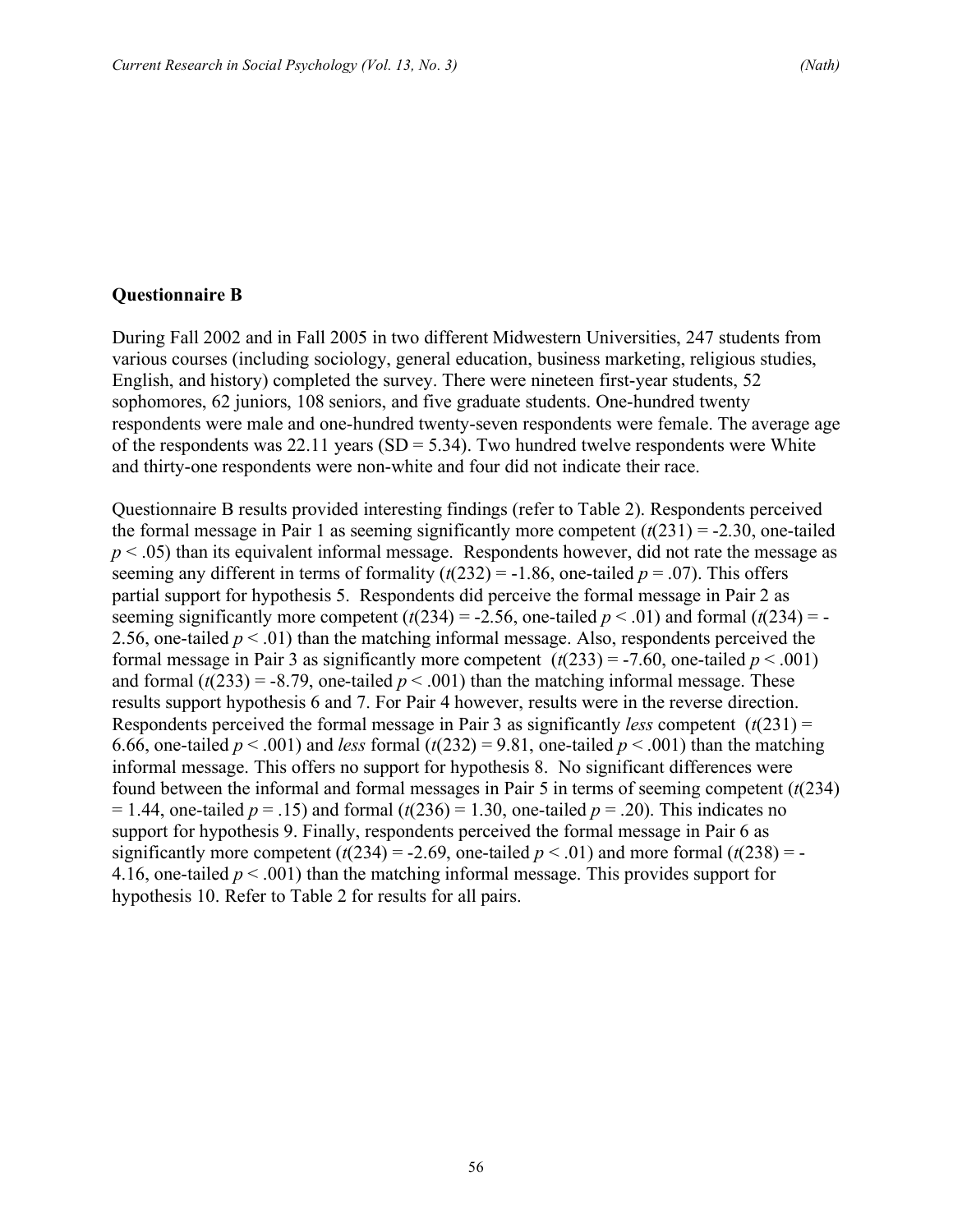### Questionnaire B

During Fall 2002 and in Fall 2005 in two different Midwestern Universities, 247 students from various courses (including sociology, general education, business marketing, religious studies, English, and history) completed the survey. There were nineteen first-year students, 52 sophomores, 62 juniors, 108 seniors, and five graduate students. One-hundred twenty respondents were male and one-hundred twenty-seven respondents were female. The average age of the respondents was 22.11 years (SD = 5.34). Two hundred twelve respondents were White and thirty-one respondents were non-white and four did not indicate their race.

Questionnaire B results provided interesting findings (refer to Table 2). Respondents perceived the formal message in Pair 1 as seeming significantly more competent ($t(231) = -2.30$, one-tailed $p < .05$) than its equivalent informal message. Respondents however, did not rate the message as seeming any different in terms of formality ($t(232) = -1.86$, one-tailed $p = .07$). This offers partial support for hypothesis 5. Respondents did perceive the formal message in Pair 2 as seeming significantly more competent ($t(234) = -2.56$, one-tailed $p < .01$) and formal ($t(234) = -2.56$, one-tailed $p < .01$) than the matching informal message. Also, respondents perceived the formal message in Pair 3 as significantly more competent ($t(233) = -7.60$, one-tailed $p < .001$) and formal ($t(233) = -8.79$, one-tailed $p < .001$) than the matching informal message. These results support hypothesis 6 and 7. For Pair 4 however, results were in the reverse direction. Respondents perceived the formal message in Pair 3 as significantly *less* competent ($t(231) = 6.66$, one-tailed $p < .001$) and *less* formal ($t(232) = 9.81$, one-tailed $p < .001$) than the matching informal message. This offers no support for hypothesis 8. No significant differences were found between the informal and formal messages in Pair 5 in terms of seeming competent ($t(234) = 1.44$, one-tailed $p = .15$) and formal ($t(236) = 1.30$, one-tailed $p = .20$). This indicates no support for hypothesis 9. Finally, respondents perceived the formal message in Pair 6 as significantly more competent ($t(234) = -2.69$, one-tailed $p < .01$) and more formal ($t(238) = -4.16$, one-tailed $p < .001$) than the matching informal message. This provides support for hypothesis 10. Refer to Table 2 for results for all pairs.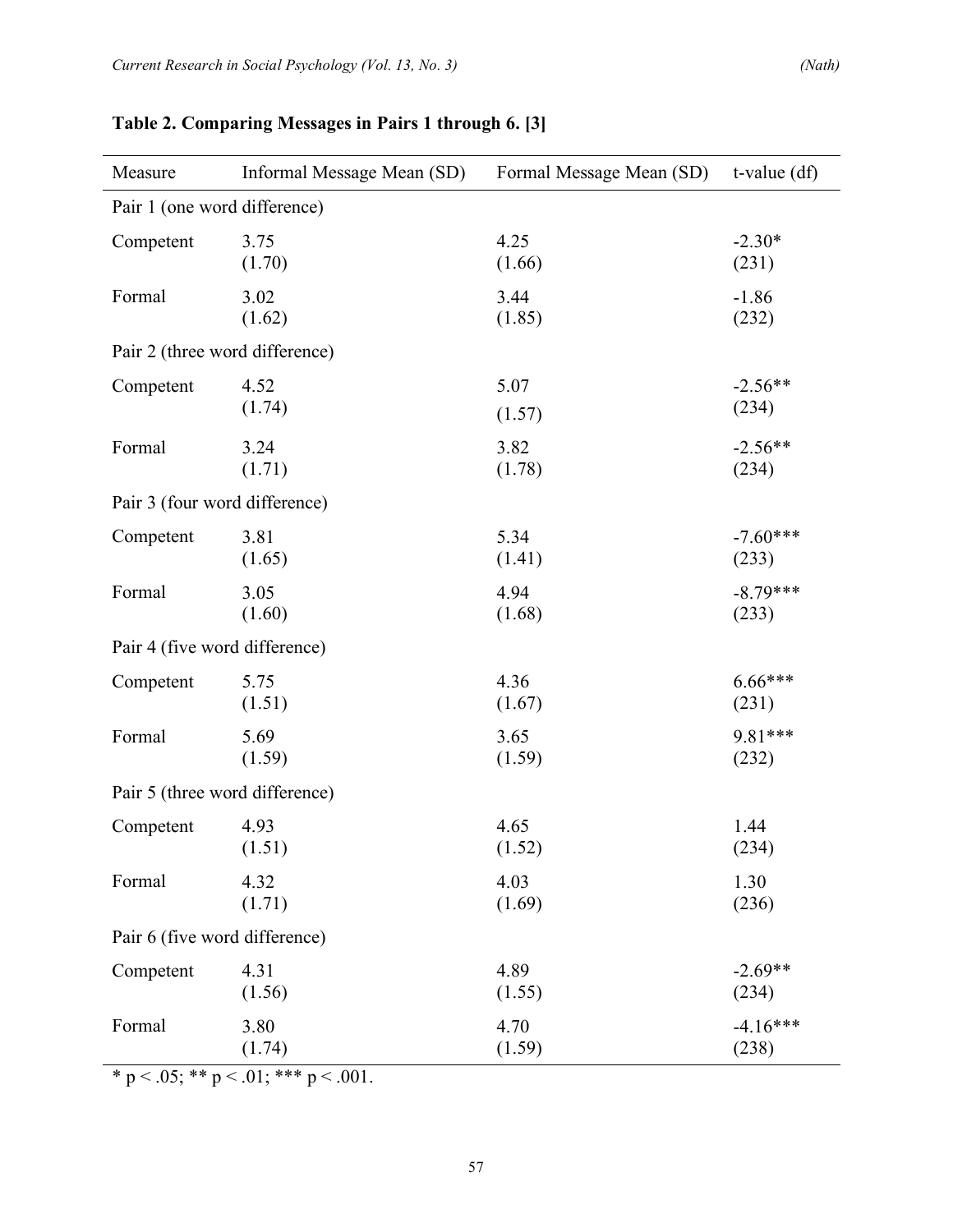**Table 2. Comparing Messages in Pairs 1 through 6. [3]**

| Measure | Informal Message Mean (SD) | Formal Message Mean (SD) | t-value (df) |
|---|---|---|---|
| Pair 1 (one word difference) | | | |
| Competent | 3.75 (1.70) | 4.25 (1.66) | -2.30* (231) |
| Formal | 3.02 (1.62) | 3.44 (1.85) | -1.86 (232) |
| Pair 2 (three word difference) | | | |
| Competent | 4.52 (1.74) | 5.07 (1.57) | -2.56** (234) |
| Formal | 3.24 (1.71) | 3.82 (1.78) | -2.56** (234) |
| Pair 3 (four word difference) | | | |
| Competent | 3.81 (1.65) | 5.34 (1.41) | -7.60*** (233) |
| Formal | 3.05 (1.60) | 4.94 (1.68) | -8.79*** (233) |
| Pair 4 (five word difference) | | | |
| Competent | 5.75 (1.51) | 4.36 (1.67) | 6.66*** (231) |
| Formal | 5.69 (1.59) | 3.65 (1.59) | 9.81*** (232) |
| Pair 5 (three word difference) | | | |
| Competent | 4.93 (1.51) | 4.65 (1.52) | 1.44 (234) |
| Formal | 4.32 (1.71) | 4.03 (1.69) | 1.30 (236) |
| Pair 6 (five word difference) | | | |
| Competent | 4.31 (1.56) | 4.89 (1.55) | -2.69** (234) |
| Formal | 3.80 (1.74) | 4.70 (1.59) | -4.16*** (238) |

* $p < .05$; ** $p < .01$; *** $p < .001$.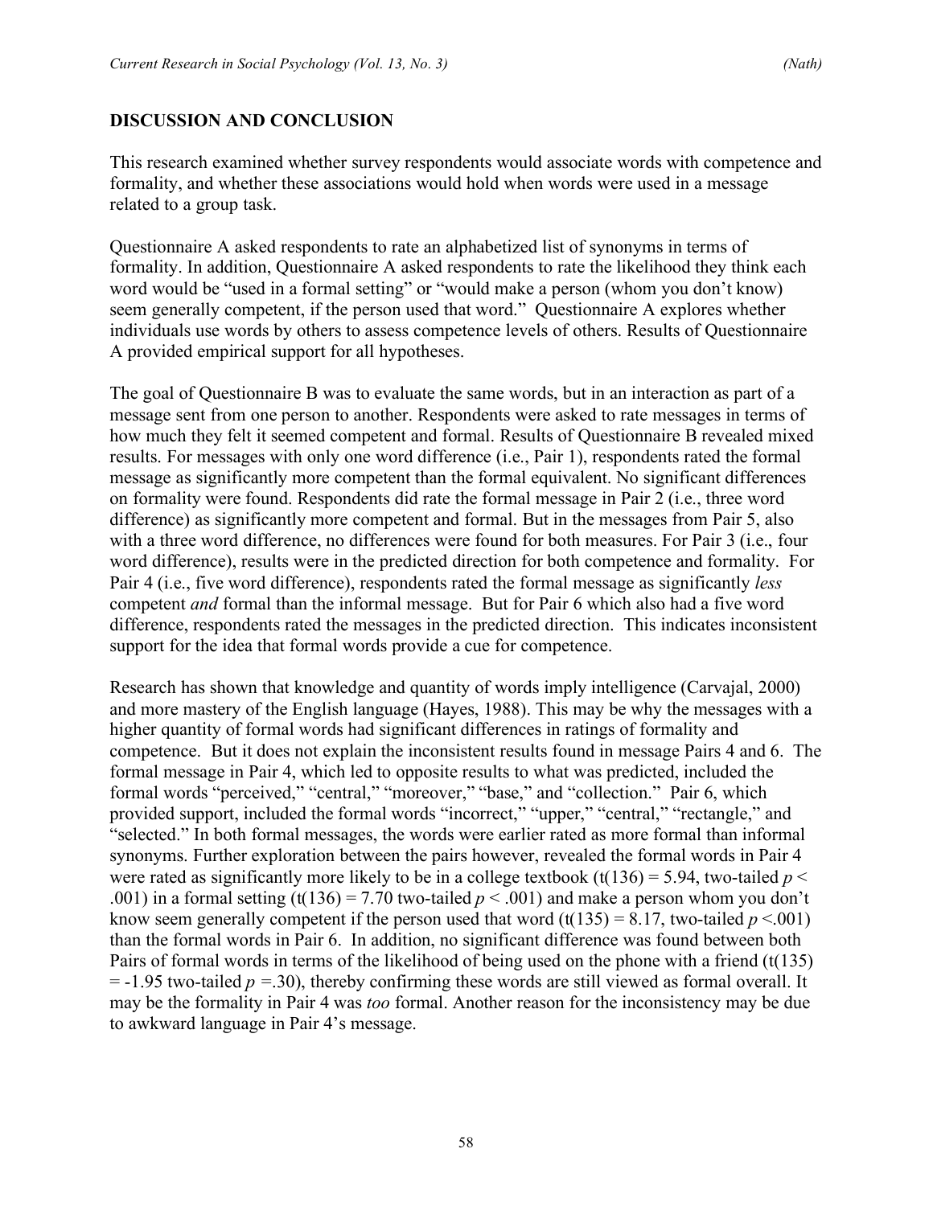## DISCUSSION AND CONCLUSION

This research examined whether survey respondents would associate words with competence and formality, and whether these associations would hold when words were used in a message related to a group task.

Questionnaire A asked respondents to rate an alphabetized list of synonyms in terms of formality. In addition, Questionnaire A asked respondents to rate the likelihood they think each word would be "used in a formal setting" or "would make a person (whom you don't know) seem generally competent, if the person used that word." Questionnaire A explores whether individuals use words by others to assess competence levels of others. Results of Questionnaire A provided empirical support for all hypotheses.

The goal of Questionnaire B was to evaluate the same words, but in an interaction as part of a message sent from one person to another. Respondents were asked to rate messages in terms of how much they felt it seemed competent and formal. Results of Questionnaire B revealed mixed results. For messages with only one word difference (i.e., Pair 1), respondents rated the formal message as significantly more competent than the formal equivalent. No significant differences on formality were found. Respondents did rate the formal message in Pair 2 (i.e., three word difference) as significantly more competent and formal. But in the messages from Pair 5, also with a three word difference, no differences were found for both measures. For Pair 3 (i.e., four word difference), results were in the predicted direction for both competence and formality. For Pair 4 (i.e., five word difference), respondents rated the formal message as significantly *less* competent *and* formal than the informal message. But for Pair 6 which also had a five word difference, respondents rated the messages in the predicted direction. This indicates inconsistent support for the idea that formal words provide a cue for competence.

Research has shown that knowledge and quantity of words imply intelligence (Carvajal, 2000) and more mastery of the English language (Hayes, 1988). This may be why the messages with a higher quantity of formal words had significant differences in ratings of formality and competence. But it does not explain the inconsistent results found in message Pairs 4 and 6. The formal message in Pair 4, which led to opposite results to what was predicted, included the formal words "perceived," "central," "moreover," "base," and "collection." Pair 6, which provided support, included the formal words "incorrect," "upper," "central," "rectangle," and "selected." In both formal messages, the words were earlier rated as more formal than informal synonyms. Further exploration between the pairs however, revealed the formal words in Pair 4 were rated as significantly more likely to be in a college textbook ($t(136) = 5.94$, two-tailed $p < .001$) in a formal setting ($t(136) = 7.70$ two-tailed $p < .001$) and make a person whom you don't know seem generally competent if the person used that word ($t(135) = 8.17$, two-tailed $p < .001$) than the formal words in Pair 6. In addition, no significant difference was found between both Pairs of formal words in terms of the likelihood of being used on the phone with a friend ($t(135) = -1.95$ two-tailed $p = .30$), thereby confirming these words are still viewed as formal overall. It may be the formality in Pair 4 was *too* formal. Another reason for the inconsistency may be due to awkward language in Pair 4's message.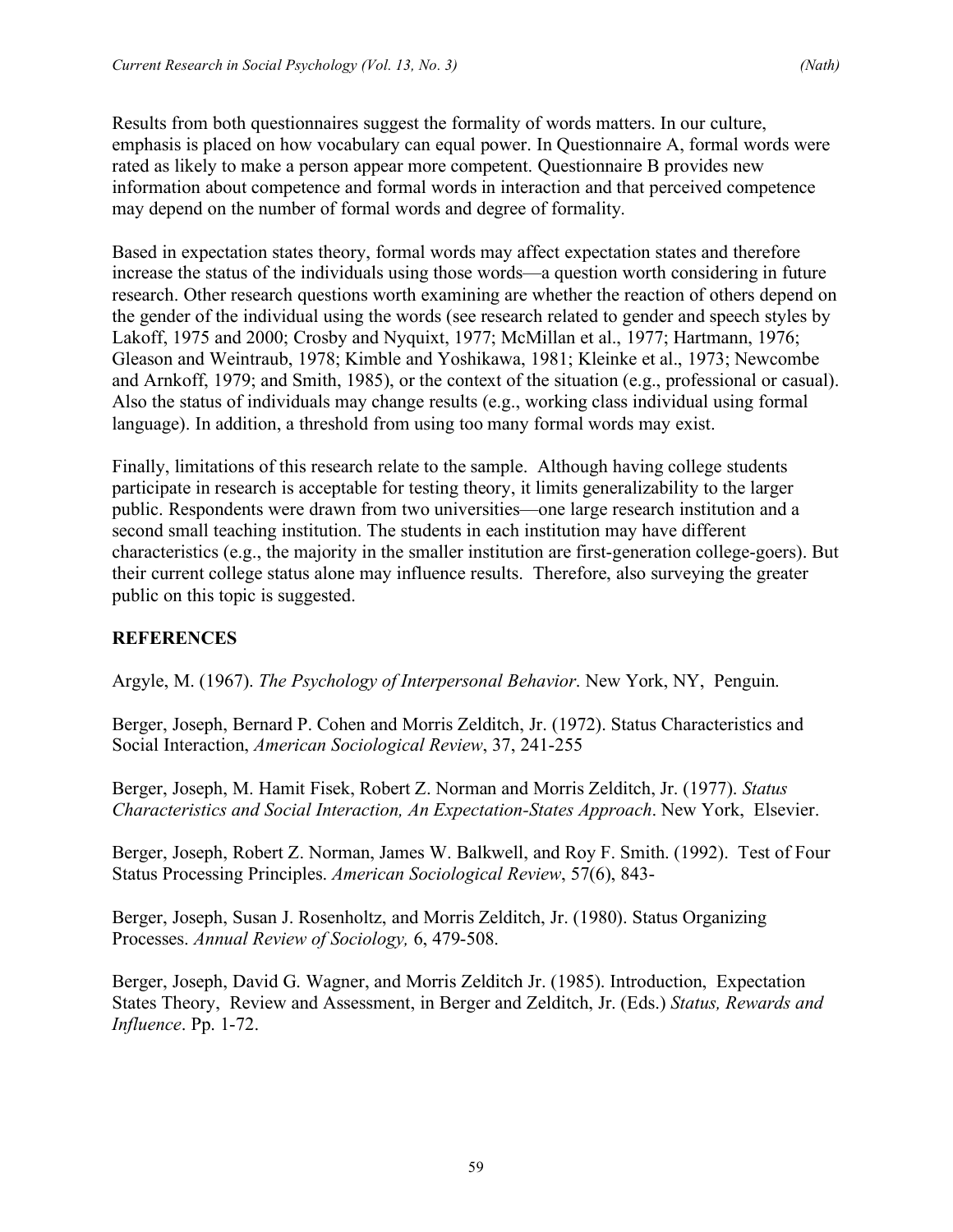Results from both questionnaires suggest the formality of words matters. In our culture, emphasis is placed on how vocabulary can equal power. In Questionnaire A, formal words were rated as likely to make a person appear more competent. Questionnaire B provides new information about competence and formal words in interaction and that perceived competence may depend on the number of formal words and degree of formality.

Based in expectation states theory, formal words may affect expectation states and therefore increase the status of the individuals using those words—a question worth considering in future research. Other research questions worth examining are whether the reaction of others depend on the gender of the individual using the words (see research related to gender and speech styles by Lakoff, 1975 and 2000; Crosby and Nyquixt, 1977; McMillan et al., 1977; Hartmann, 1976; Gleason and Weintraub, 1978; Kimble and Yoshikawa, 1981; Kleinke et al., 1973; Newcombe and Arnkoff, 1979; and Smith, 1985), or the context of the situation (e.g., professional or casual). Also the status of individuals may change results (e.g., working class individual using formal language). In addition, a threshold from using too many formal words may exist.

Finally, limitations of this research relate to the sample. Although having college students participate in research is acceptable for testing theory, it limits generalizability to the larger public. Respondents were drawn from two universities—one large research institution and a second small teaching institution. The students in each institution may have different characteristics (e.g., the majority in the smaller institution are first-generation college-goers). But their current college status alone may influence results. Therefore, also surveying the greater public on this topic is suggested.

## REFERENCES

Argyle, M. (1967). *The Psychology of Interpersonal Behavior*. New York, NY, Penguin.

Berger, Joseph, Bernard P. Cohen and Morris Zelditch, Jr. (1972). Status Characteristics and Social Interaction, *American Sociological Review*, 37, 241-255

Berger, Joseph, M. Hamit Fisek, Robert Z. Norman and Morris Zelditch, Jr. (1977). *Status Characteristics and Social Interaction, An Expectation-States Approach*. New York, Elsevier.

Berger, Joseph, Robert Z. Norman, James W. Balkwell, and Roy F. Smith. (1992). Test of Four Status Processing Principles. *American Sociological Review*, 57(6), 843-

Berger, Joseph, Susan J. Rosenholtz, and Morris Zelditch, Jr. (1980). Status Organizing Processes. *Annual Review of Sociology,* 6, 479-508.

Berger, Joseph, David G. Wagner, and Morris Zelditch Jr. (1985). Introduction, Expectation States Theory, Review and Assessment, in Berger and Zelditch, Jr. (Eds.) *Status, Rewards and Influence*. Pp. 1-72.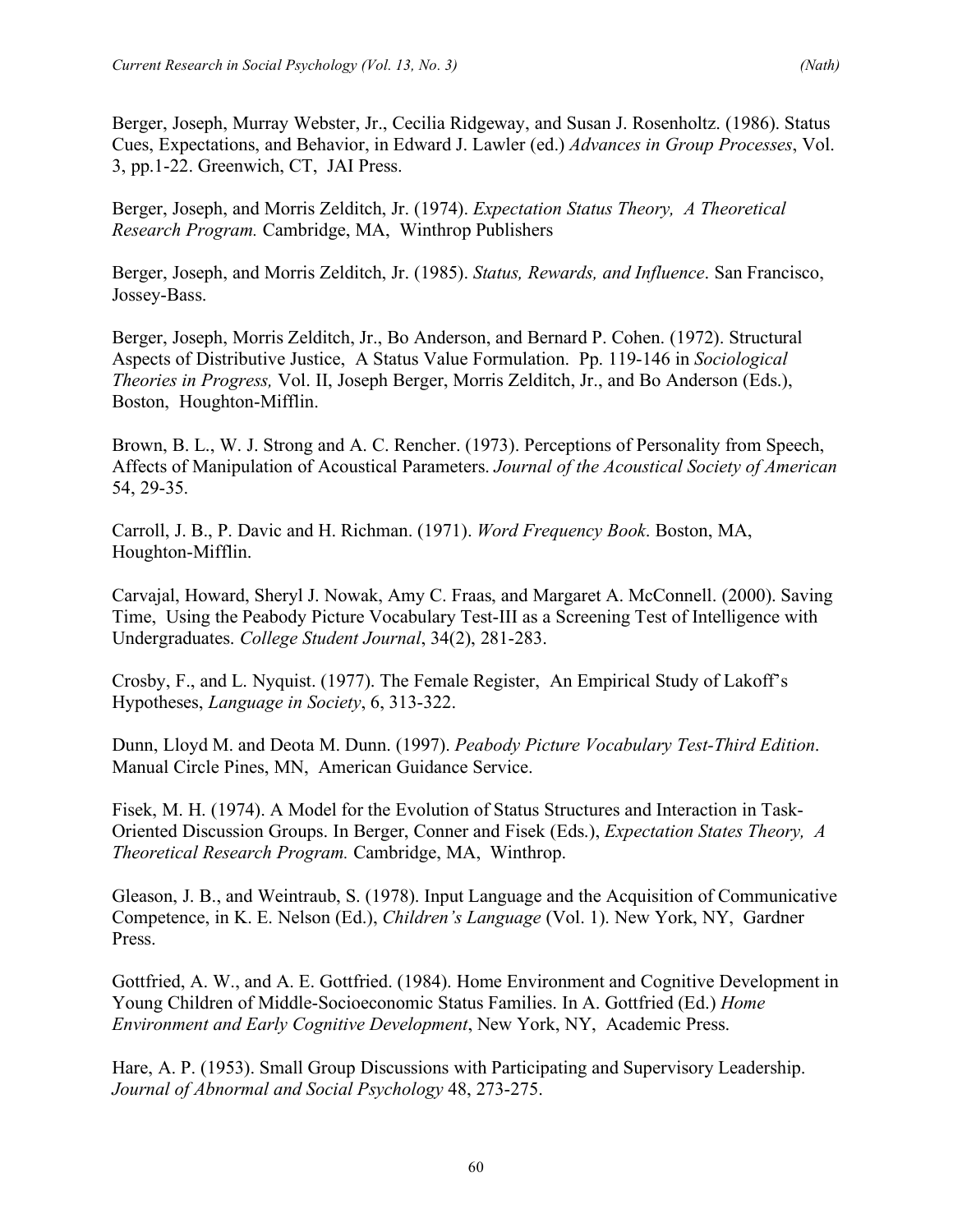Berger, Joseph, Murray Webster, Jr., Cecilia Ridgeway, and Susan J. Rosenholtz. (1986). Status Cues, Expectations, and Behavior, in Edward J. Lawler (ed.) *Advances in Group Processes*, Vol. 3, pp.1-22. Greenwich, CT, JAI Press.

Berger, Joseph, and Morris Zelditch, Jr. (1974). *Expectation Status Theory, A Theoretical Research Program.* Cambridge, MA, Winthrop Publishers

Berger, Joseph, and Morris Zelditch, Jr. (1985). *Status, Rewards, and Influence*. San Francisco, Jossey-Bass.

Berger, Joseph, Morris Zelditch, Jr., Bo Anderson, and Bernard P. Cohen. (1972). Structural Aspects of Distributive Justice, A Status Value Formulation. Pp. 119-146 in *Sociological Theories in Progress,* Vol. II, Joseph Berger, Morris Zelditch, Jr., and Bo Anderson (Eds.), Boston, Houghton-Mifflin.

Brown, B. L., W. J. Strong and A. C. Rencher. (1973). Perceptions of Personality from Speech, Affects of Manipulation of Acoustical Parameters. *Journal of the Acoustical Society of American* 54, 29-35.

Carroll, J. B., P. Davic and H. Richman. (1971). *Word Frequency Book*. Boston, MA, Houghton-Mifflin.

Carvajal, Howard, Sheryl J. Nowak, Amy C. Fraas, and Margaret A. McConnell. (2000). Saving Time, Using the Peabody Picture Vocabulary Test-III as a Screening Test of Intelligence with Undergraduates. *College Student Journal*, 34(2), 281-283.

Crosby, F., and L. Nyquist. (1977). The Female Register, An Empirical Study of Lakoff's Hypotheses, *Language in Society*, 6, 313-322.

Dunn, Lloyd M. and Deota M. Dunn. (1997). *Peabody Picture Vocabulary Test-Third Edition*. Manual Circle Pines, MN, American Guidance Service.

Fisek, M. H. (1974). A Model for the Evolution of Status Structures and Interaction in Task-Oriented Discussion Groups. In Berger, Conner and Fisek (Eds.), *Expectation States Theory, A Theoretical Research Program.* Cambridge, MA, Winthrop.

Gleason, J. B., and Weintraub, S. (1978). Input Language and the Acquisition of Communicative Competence, in K. E. Nelson (Ed.), *Children's Language* (Vol. 1). New York, NY, Gardner Press.

Gottfried, A. W., and A. E. Gottfried. (1984). Home Environment and Cognitive Development in Young Children of Middle-Socioeconomic Status Families. In A. Gottfried (Ed.) *Home Environment and Early Cognitive Development*, New York, NY, Academic Press.

Hare, A. P. (1953). Small Group Discussions with Participating and Supervisory Leadership. *Journal of Abnormal and Social Psychology* 48, 273-275.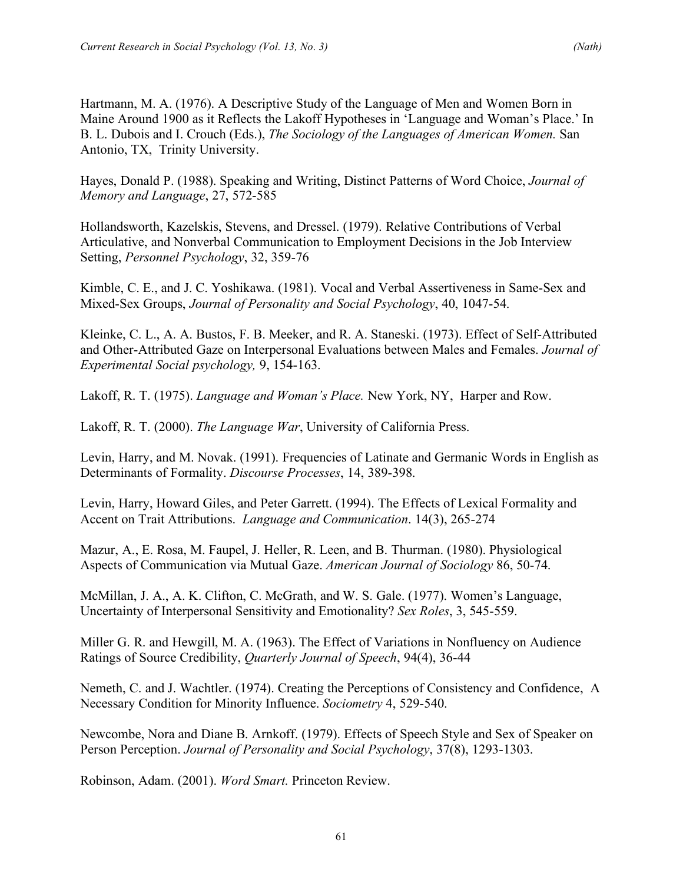Hartmann, M. A. (1976). A Descriptive Study of the Language of Men and Women Born in Maine Around 1900 as it Reflects the Lakoff Hypotheses in 'Language and Woman's Place.' In B. L. Dubois and I. Crouch (Eds.), *The Sociology of the Languages of American Women.* San Antonio, TX, Trinity University.

Hayes, Donald P. (1988). Speaking and Writing, Distinct Patterns of Word Choice, *Journal of Memory and Language*, 27, 572-585

Hollandsworth, Kazelskis, Stevens, and Dressel. (1979). Relative Contributions of Verbal Articulative, and Nonverbal Communication to Employment Decisions in the Job Interview Setting, *Personnel Psychology*, 32, 359-76

Kimble, C. E., and J. C. Yoshikawa. (1981). Vocal and Verbal Assertiveness in Same-Sex and Mixed-Sex Groups, *Journal of Personality and Social Psychology*, 40, 1047-54.

Kleinke, C. L., A. A. Bustos, F. B. Meeker, and R. A. Staneski. (1973). Effect of Self-Attributed and Other-Attributed Gaze on Interpersonal Evaluations between Males and Females. *Journal of Experimental Social psychology,* 9, 154-163.

Lakoff, R. T. (1975). *Language and Woman's Place.* New York, NY, Harper and Row.

Lakoff, R. T. (2000). *The Language War*, University of California Press.

Levin, Harry, and M. Novak. (1991). Frequencies of Latinate and Germanic Words in English as Determinants of Formality. *Discourse Processes*, 14, 389-398.

Levin, Harry, Howard Giles, and Peter Garrett. (1994). The Effects of Lexical Formality and Accent on Trait Attributions. *Language and Communication*. 14(3), 265-274

Mazur, A., E. Rosa, M. Faupel, J. Heller, R. Leen, and B. Thurman. (1980). Physiological Aspects of Communication via Mutual Gaze. *American Journal of Sociology* 86, 50-74.

McMillan, J. A., A. K. Clifton, C. McGrath, and W. S. Gale. (1977). Women's Language, Uncertainty of Interpersonal Sensitivity and Emotionality? *Sex Roles*, 3, 545-559.

Miller G. R. and Hewgill, M. A. (1963). The Effect of Variations in Nonfluency on Audience Ratings of Source Credibility, *Quarterly Journal of Speech*, 94(4), 36-44

Nemeth, C. and J. Wachtler. (1974). Creating the Perceptions of Consistency and Confidence, A Necessary Condition for Minority Influence. *Sociometry* 4, 529-540.

Newcombe, Nora and Diane B. Arnkoff. (1979). Effects of Speech Style and Sex of Speaker on Person Perception. *Journal of Personality and Social Psychology*, 37(8), 1293-1303.

Robinson, Adam. (2001). *Word Smart.* Princeton Review.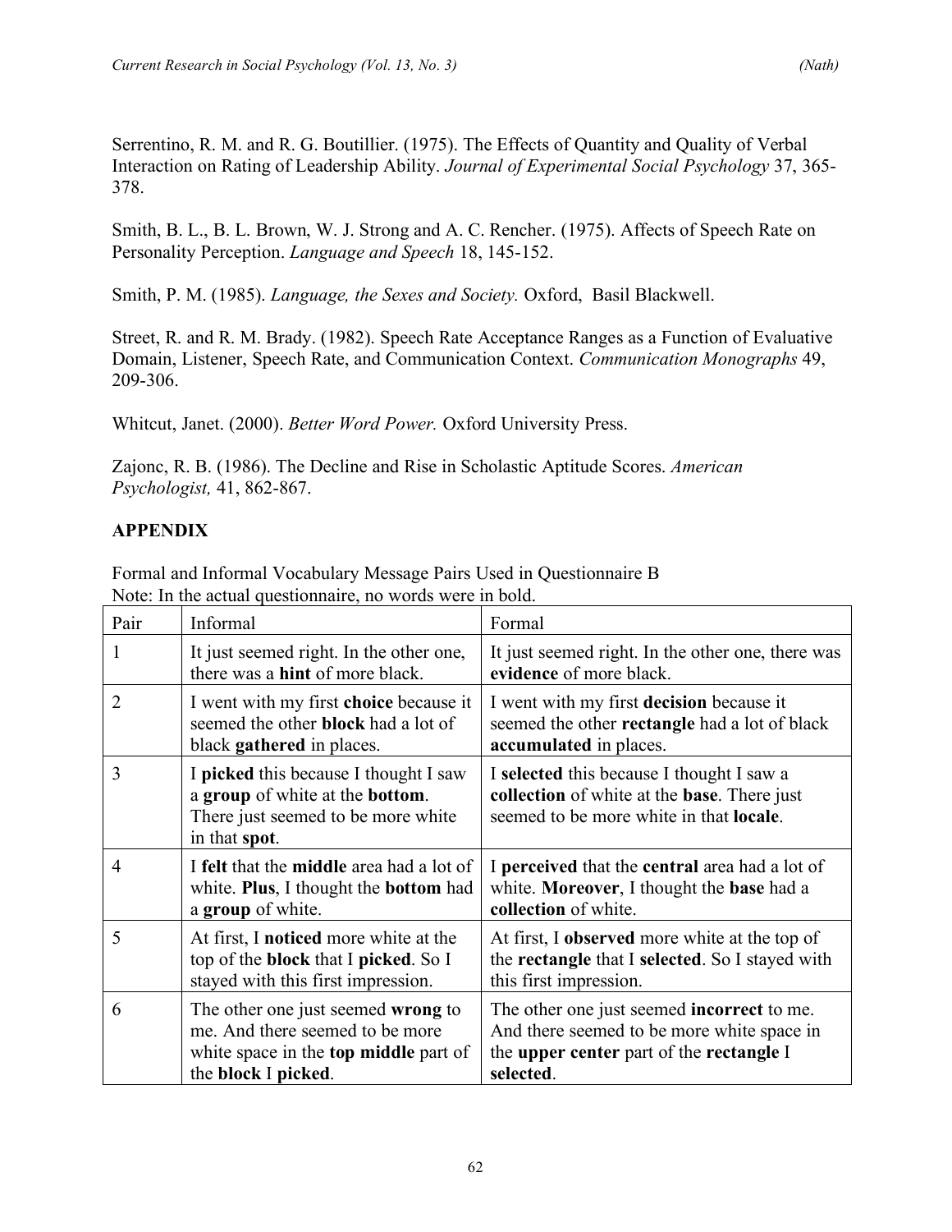Serrentino, R. M. and R. G. Boutillier. (1975). The Effects of Quantity and Quality of Verbal Interaction on Rating of Leadership Ability. *Journal of Experimental Social Psychology* 37, 365-378.

Smith, B. L., B. L. Brown, W. J. Strong and A. C. Rencher. (1975). Affects of Speech Rate on Personality Perception. *Language and Speech* 18, 145-152.

Smith, P. M. (1985). *Language, the Sexes and Society.* Oxford, Basil Blackwell.

Street, R. and R. M. Brady. (1982). Speech Rate Acceptance Ranges as a Function of Evaluative Domain, Listener, Speech Rate, and Communication Context. *Communication Monographs* 49, 209-306.

Whitcut, Janet. (2000). *Better Word Power.* Oxford University Press.

Zajonc, R. B. (1986). The Decline and Rise in Scholastic Aptitude Scores. *American Psychologist,* 41, 862-867.

## APPENDIX

Formal and Informal Vocabulary Message Pairs Used in Questionnaire B
Note: In the actual questionnaire, no words were in bold.

| Pair | Informal | Formal |
|---|---|---|
| 1 | It just seemed right. In the other one, there was a **hint** of more black. | It just seemed right. In the other one, there was **evidence** of more black. |
| 2 | I went with my first **choice** because it seemed the other **block** had a lot of black **gathered** in places. | I went with my first **decision** because it seemed the other **rectangle** had a lot of black **accumulated** in places. |
| 3 | I **picked** this because I thought I saw a **group** of white at the **bottom**. There just seemed to be more white in that **spot**. | I **selected** this because I thought I saw a **collection** of white at the **base**. There just seemed to be more white in that **locale**. |
| 4 | I **felt** that the **middle** area had a lot of white. **Plus**, I thought the **bottom** had a **group** of white. | I **perceived** that the **central** area had a lot of white. **Moreover**, I thought the **base** had a **collection** of white. |
| 5 | At first, I **noticed** more white at the top of the **block** that I **picked**. So I stayed with this first impression. | At first, I **observed** more white at the top of the **rectangle** that I **selected**. So I stayed with this first impression. |
| 6 | The other one just seemed **wrong** to me. And there seemed to be more white space in the **top middle** part of the **block** I **picked**. | The other one just seemed **incorrect** to me. And there seemed to be more white space in the **upper center** part of the **rectangle** I **selected**. |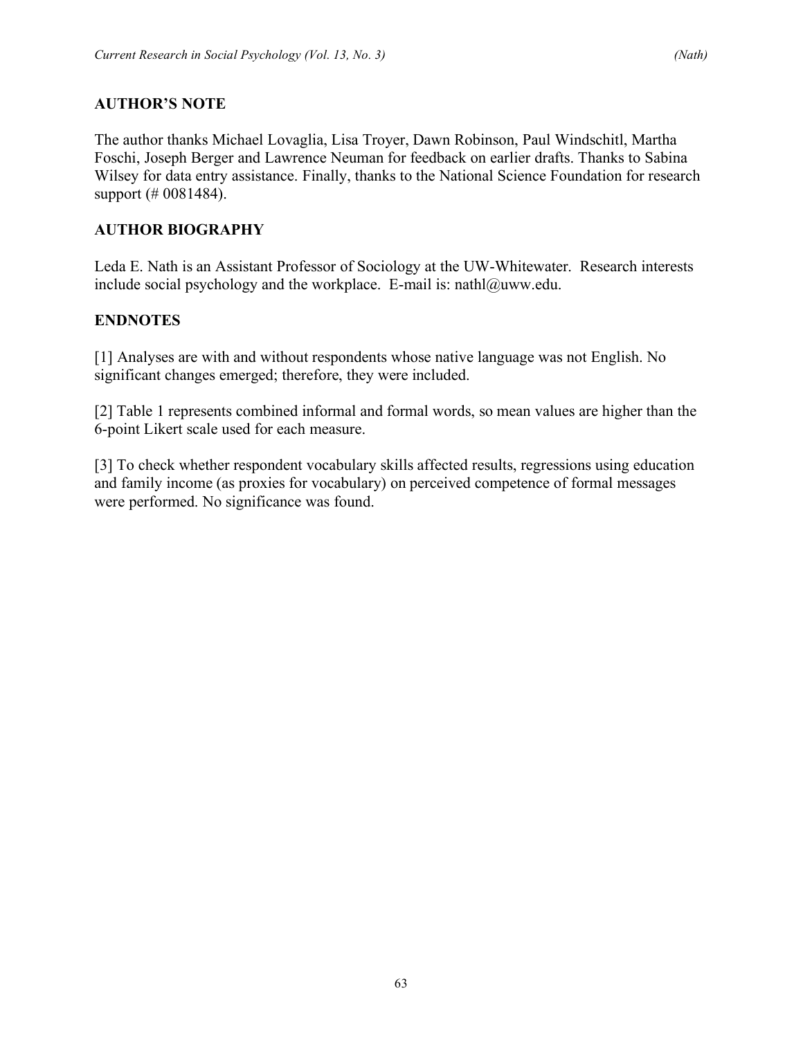## AUTHOR'S NOTE

The author thanks Michael Lovaglia, Lisa Troyer, Dawn Robinson, Paul Windschitl, Martha Foschi, Joseph Berger and Lawrence Neuman for feedback on earlier drafts. Thanks to Sabina Wilsey for data entry assistance. Finally, thanks to the National Science Foundation for research support (# 0081484).

## AUTHOR BIOGRAPHY

Leda E. Nath is an Assistant Professor of Sociology at the UW-Whitewater. Research interests include social psychology and the workplace. E-mail is: nathl@uww.edu.

## ENDNOTES

[1] Analyses are with and without respondents whose native language was not English. No significant changes emerged; therefore, they were included.

[2] Table 1 represents combined informal and formal words, so mean values are higher than the 6-point Likert scale used for each measure.

[3] To check whether respondent vocabulary skills affected results, regressions using education and family income (as proxies for vocabulary) on perceived competence of formal messages were performed. No significance was found.